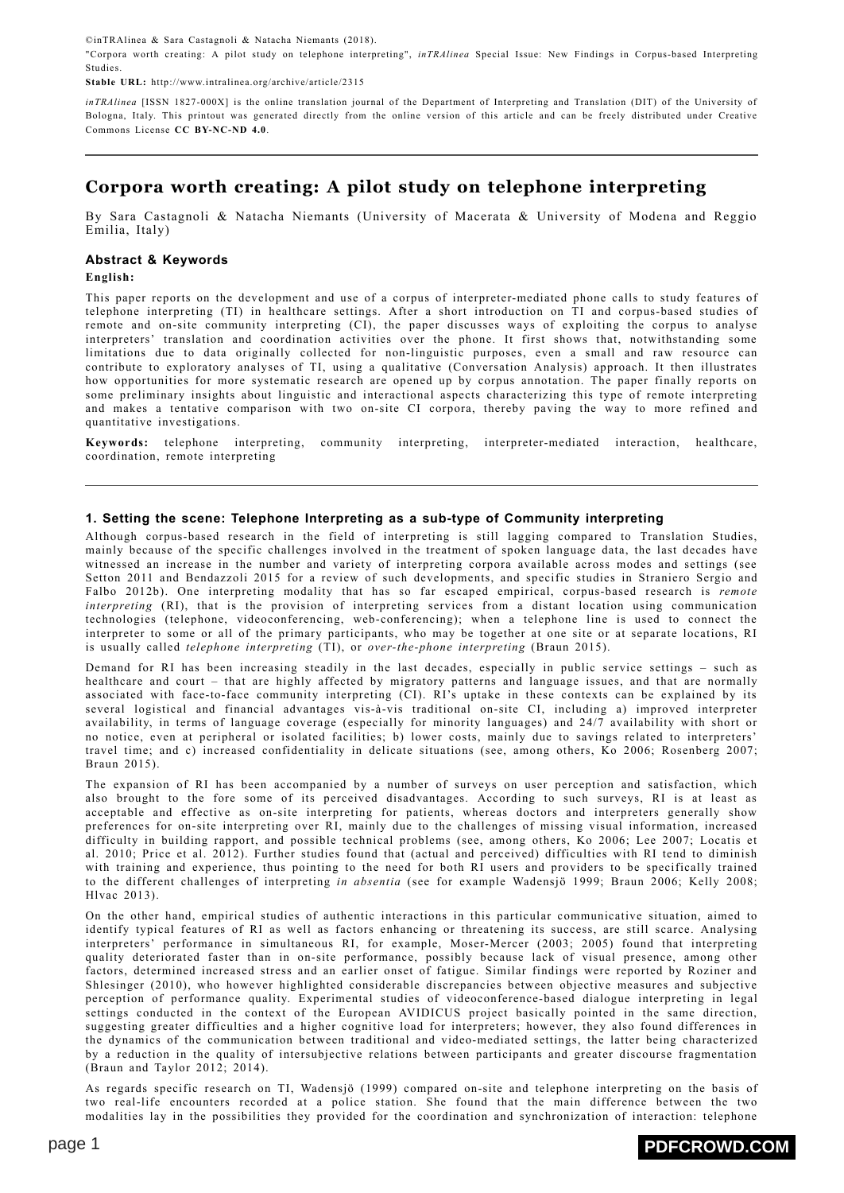©inTRAlinea & Sara Castagnoli & Natacha Niemants (2018).
"Corpora worth creating: A pilot study on telephone interpreting", *inTRAlinea* Special Issue: New Findings in Corpus-based Interpreting Studies.
**Stable URL:** http://www.intralinea.org/archive/article/2315

*inTRAlinea* [ISSN 1827-000X] is the online translation journal of the Department of Interpreting and Translation (DIT) of the University of Bologna, Italy. This printout was generated directly from the online version of this article and can be freely distributed under Creative Commons License **CC BY-NC-ND 4.0**.

---

# Corpora worth creating: A pilot study on telephone interpreting

By Sara Castagnoli & Natacha Niemants (University of Macerata & University of Modena and Reggio Emilia, Italy)

### Abstract & Keywords

**English:**

This paper reports on the development and use of a corpus of interpreter-mediated phone calls to study features of telephone interpreting (TI) in healthcare settings. After a short introduction on TI and corpus-based studies of remote and on-site community interpreting (CI), the paper discusses ways of exploiting the corpus to analyse interpreters' translation and coordination activities over the phone. It first shows that, notwithstanding some limitations due to data originally collected for non-linguistic purposes, even a small and raw resource can contribute to exploratory analyses of TI, using a qualitative (Conversation Analysis) approach. It then illustrates how opportunities for more systematic research are opened up by corpus annotation. The paper finally reports on some preliminary insights about linguistic and interactional aspects characterizing this type of remote interpreting and makes a tentative comparison with two on-site CI corpora, thereby paving the way to more refined and quantitative investigations.

**Keywords:** telephone interpreting, community interpreting, interpreter-mediated interaction, healthcare, coordination, remote interpreting

---

### 1. Setting the scene: Telephone Interpreting as a sub-type of Community interpreting

Although corpus-based research in the field of interpreting is still lagging compared to Translation Studies, mainly because of the specific challenges involved in the treatment of spoken language data, the last decades have witnessed an increase in the number and variety of interpreting corpora available across modes and settings (see Setton 2011 and Bendazzoli 2015 for a review of such developments, and specific studies in Straniero Sergio and Falbo 2012b). One interpreting modality that has so far escaped empirical, corpus-based research is *remote interpreting* (RI), that is the provision of interpreting services from a distant location using communication technologies (telephone, videoconferencing, web-conferencing); when a telephone line is used to connect the interpreter to some or all of the primary participants, who may be together at one site or at separate locations, RI is usually called *telephone interpreting* (TI), or *over-the-phone interpreting* (Braun 2015).

Demand for RI has been increasing steadily in the last decades, especially in public service settings – such as healthcare and court – that are highly affected by migratory patterns and language issues, and that are normally associated with face-to-face community interpreting (CI). RI's uptake in these contexts can be explained by its several logistical and financial advantages vis-à-vis traditional on-site CI, including a) improved interpreter availability, in terms of language coverage (especially for minority languages) and 24/7 availability with short or no notice, even at peripheral or isolated facilities; b) lower costs, mainly due to savings related to interpreters' travel time; and c) increased confidentiality in delicate situations (see, among others, Ko 2006; Rosenberg 2007; Braun 2015).

The expansion of RI has been accompanied by a number of surveys on user perception and satisfaction, which also brought to the fore some of its perceived disadvantages. According to such surveys, RI is at least as acceptable and effective as on-site interpreting for patients, whereas doctors and interpreters generally show preferences for on-site interpreting over RI, mainly due to the challenges of missing visual information, increased difficulty in building rapport, and possible technical problems (see, among others, Ko 2006; Lee 2007; Locatis et al. 2010; Price et al. 2012). Further studies found that (actual and perceived) difficulties with RI tend to diminish with training and experience, thus pointing to the need for both RI users and providers to be specifically trained to the different challenges of interpreting *in absentia* (see for example Wadensjö 1999; Braun 2006; Kelly 2008; Hlvac 2013).

On the other hand, empirical studies of authentic interactions in this particular communicative situation, aimed to identify typical features of RI as well as factors enhancing or threatening its success, are still scarce. Analysing interpreters' performance in simultaneous RI, for example, Moser-Mercer (2003; 2005) found that interpreting quality deteriorated faster than in on-site performance, possibly because lack of visual presence, among other factors, determined increased stress and an earlier onset of fatigue. Similar findings were reported by Roziner and Shlesinger (2010), who however highlighted considerable discrepancies between objective measures and subjective perception of performance quality. Experimental studies of videoconference-based dialogue interpreting in legal settings conducted in the context of the European AVIDICUS project basically pointed in the same direction, suggesting greater difficulties and a higher cognitive load for interpreters; however, they also found differences in the dynamics of the communication between traditional and video-mediated settings, the latter being characterized by a reduction in the quality of intersubjective relations between participants and greater discourse fragmentation (Braun and Taylor 2012; 2014).

As regards specific research on TI, Wadensjö (1999) compared on-site and telephone interpreting on the basis of two real-life encounters recorded at a police station. She found that the main difference between the two modalities lay in the possibilities they provided for the coordination and synchronization of interaction: telephone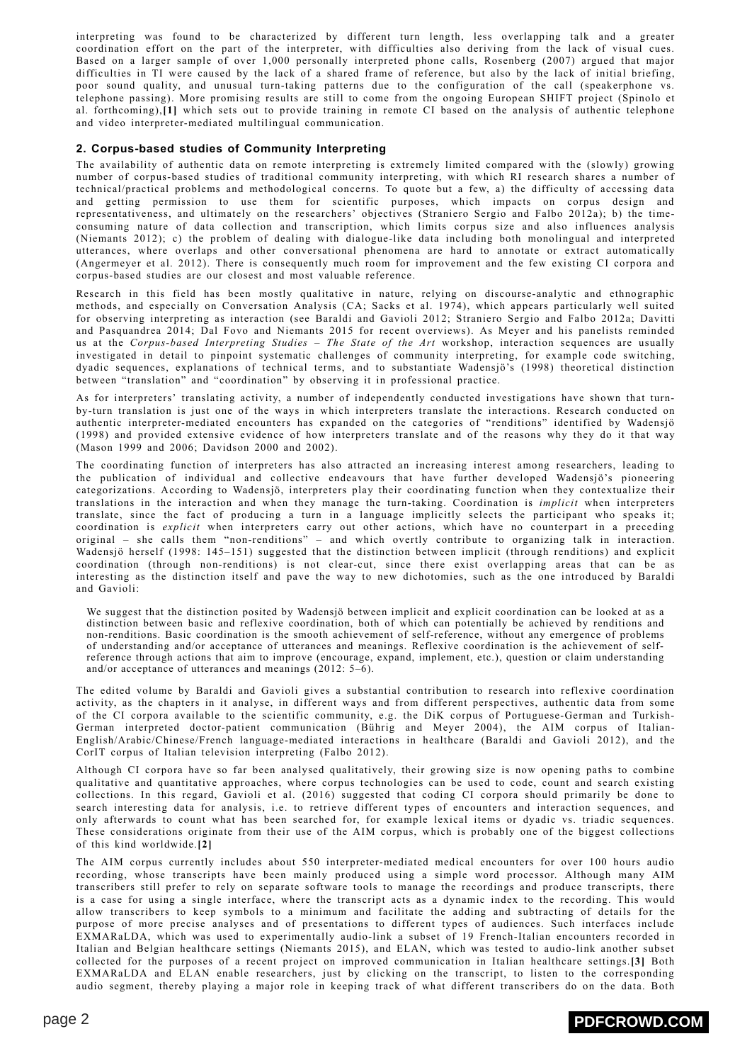interpreting was found to be characterized by different turn length, less overlapping talk and a greater coordination effort on the part of the interpreter, with difficulties also deriving from the lack of visual cues. Based on a larger sample of over 1,000 personally interpreted phone calls, Rosenberg (2007) argued that major difficulties in TI were caused by the lack of a shared frame of reference, but also by the lack of initial briefing, poor sound quality, and unusual turn-taking patterns due to the configuration of the call (speakerphone vs. telephone passing). More promising results are still to come from the ongoing European SHIFT project (Spinolo et al. forthcoming),**[1]** which sets out to provide training in remote CI based on the analysis of authentic telephone and video interpreter-mediated multilingual communication.

## 2. Corpus-based studies of Community Interpreting

The availability of authentic data on remote interpreting is extremely limited compared with the (slowly) growing number of corpus-based studies of traditional community interpreting, with which RI research shares a number of technical/practical problems and methodological concerns. To quote but a few, a) the difficulty of accessing data and getting permission to use them for scientific purposes, which impacts on corpus design and representativeness, and ultimately on the researchers' objectives (Straniero Sergio and Falbo 2012a); b) the time-consuming nature of data collection and transcription, which limits corpus size and also influences analysis (Niemants 2012); c) the problem of dealing with dialogue-like data including both monolingual and interpreted utterances, where overlaps and other conversational phenomena are hard to annotate or extract automatically (Angermeyer et al. 2012). There is consequently much room for improvement and the few existing CI corpora and corpus-based studies are our closest and most valuable reference.

Research in this field has been mostly qualitative in nature, relying on discourse-analytic and ethnographic methods, and especially on Conversation Analysis (CA; Sacks et al. 1974), which appears particularly well suited for observing interpreting as interaction (see Baraldi and Gavioli 2012; Straniero Sergio and Falbo 2012a; Davitti and Pasquandrea 2014; Dal Fovo and Niemants 2015 for recent overviews). As Meyer and his panelists reminded us at the *Corpus-based Interpreting Studies – The State of the Art* workshop, interaction sequences are usually investigated in detail to pinpoint systematic challenges of community interpreting, for example code switching, dyadic sequences, explanations of technical terms, and to substantiate Wadensjö's (1998) theoretical distinction between "translation" and "coordination" by observing it in professional practice.

As for interpreters' translating activity, a number of independently conducted investigations have shown that turn-by-turn translation is just one of the ways in which interpreters translate the interactions. Research conducted on authentic interpreter-mediated encounters has expanded on the categories of "renditions" identified by Wadensjö (1998) and provided extensive evidence of how interpreters translate and of the reasons why they do it that way (Mason 1999 and 2006; Davidson 2000 and 2002).

The coordinating function of interpreters has also attracted an increasing interest among researchers, leading to the publication of individual and collective endeavours that have further developed Wadensjö's pioneering categorizations. According to Wadensjö, interpreters play their coordinating function when they contextualize their translations in the interaction and when they manage the turn-taking. Coordination is *implicit* when interpreters translate, since the fact of producing a turn in a language implicitly selects the participant who speaks it; coordination is *explicit* when interpreters carry out other actions, which have no counterpart in a preceding original – she calls them "non-renditions" – and which overtly contribute to organizing talk in interaction. Wadensjö herself (1998: 145–151) suggested that the distinction between implicit (through renditions) and explicit coordination (through non-renditions) is not clear-cut, since there exist overlapping areas that can be as interesting as the distinction itself and pave the way to new dichotomies, such as the one introduced by Baraldi and Gavioli:

> We suggest that the distinction posited by Wadensjö between implicit and explicit coordination can be looked at as a distinction between basic and reflexive coordination, both of which can potentially be achieved by renditions and non-renditions. Basic coordination is the smooth achievement of self-reference, without any emergence of problems of understanding and/or acceptance of utterances and meanings. Reflexive coordination is the achievement of self-reference through actions that aim to improve (encourage, expand, implement, etc.), question or claim understanding and/or acceptance of utterances and meanings (2012: 5–6).

The edited volume by Baraldi and Gavioli gives a substantial contribution to research into reflexive coordination activity, as the chapters in it analyse, in different ways and from different perspectives, authentic data from some of the CI corpora available to the scientific community, e.g. the DiK corpus of Portuguese-German and Turkish-German interpreted doctor-patient communication (Bührig and Meyer 2004), the AIM corpus of Italian-English/Arabic/Chinese/French language-mediated interactions in healthcare (Baraldi and Gavioli 2012), and the CorIT corpus of Italian television interpreting (Falbo 2012).

Although CI corpora have so far been analysed qualitatively, their growing size is now opening paths to combine qualitative and quantitative approaches, where corpus technologies can be used to code, count and search existing collections. In this regard, Gavioli et al. (2016) suggested that coding CI corpora should primarily be done to search interesting data for analysis, i.e. to retrieve different types of encounters and interaction sequences, and only afterwards to count what has been searched for, for example lexical items or dyadic vs. triadic sequences. These considerations originate from their use of the AIM corpus, which is probably one of the biggest collections of this kind worldwide.**[2]**

The AIM corpus currently includes about 550 interpreter-mediated medical encounters for over 100 hours audio recording, whose transcripts have been mainly produced using a simple word processor. Although many AIM transcribers still prefer to rely on separate software tools to manage the recordings and produce transcripts, there is a case for using a single interface, where the transcript acts as a dynamic index to the recording. This would allow transcribers to keep symbols to a minimum and facilitate the adding and subtracting of details for the purpose of more precise analyses and of presentations to different types of audiences. Such interfaces include EXMARaLDA, which was used to experimentally audio-link a subset of 19 French-Italian encounters recorded in Italian and Belgian healthcare settings (Niemants 2015), and ELAN, which was tested to audio-link another subset collected for the purposes of a recent project on improved communication in Italian healthcare settings.**[3]** Both EXMARaLDA and ELAN enable researchers, just by clicking on the transcript, to listen to the corresponding audio segment, thereby playing a major role in keeping track of what different transcribers do on the data. Both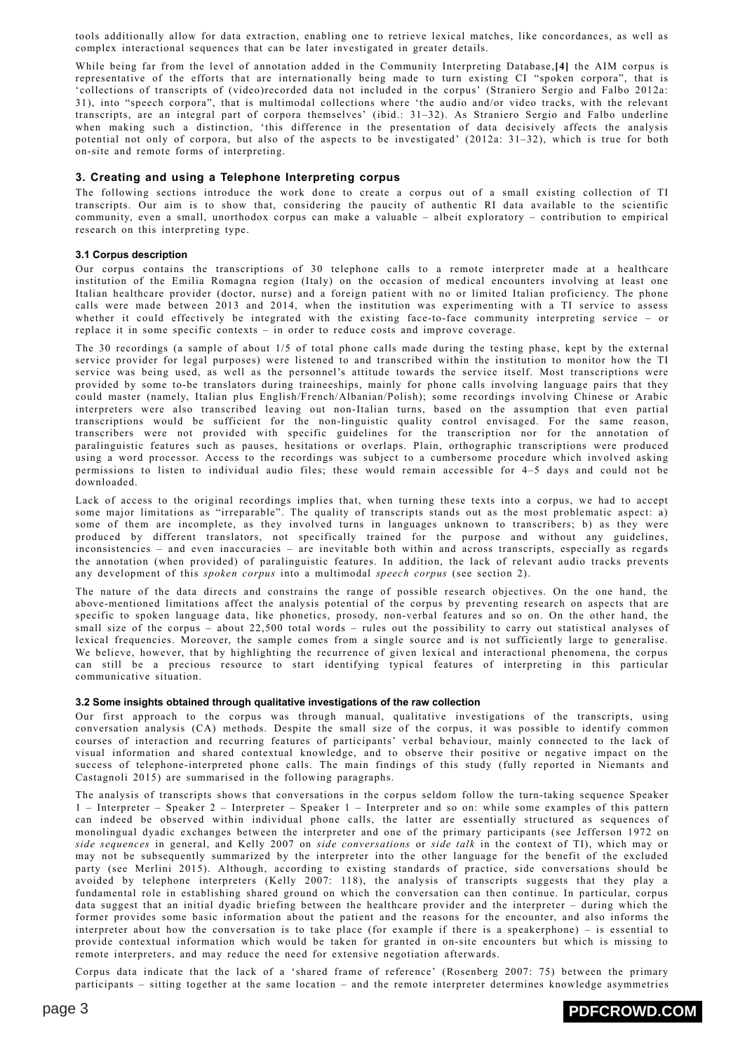tools additionally allow for data extraction, enabling one to retrieve lexical matches, like concordances, as well as complex interactional sequences that can be later investigated in greater details.

While being far from the level of annotation added in the Community Interpreting Database,**[4]** the AIM corpus is representative of the efforts that are internationally being made to turn existing CI "spoken corpora", that is 'collections of transcripts of (video)recorded data not included in the corpus' (Straniero Sergio and Falbo 2012a: 31), into "speech corpora", that is multimodal collections where 'the audio and/or video tracks, with the relevant transcripts, are an integral part of corpora themselves' (ibid.: 31–32). As Straniero Sergio and Falbo underline when making such a distinction, 'this difference in the presentation of data decisively affects the analysis potential not only of corpora, but also of the aspects to be investigated' (2012a: 31–32), which is true for both on-site and remote forms of interpreting.

## 3. Creating and using a Telephone Interpreting corpus

The following sections introduce the work done to create a corpus out of a small existing collection of TI transcripts. Our aim is to show that, considering the paucity of authentic RI data available to the scientific community, even a small, unorthodox corpus can make a valuable – albeit exploratory – contribution to empirical research on this interpreting type.

### 3.1 Corpus description

Our corpus contains the transcriptions of 30 telephone calls to a remote interpreter made at a healthcare institution of the Emilia Romagna region (Italy) on the occasion of medical encounters involving at least one Italian healthcare provider (doctor, nurse) and a foreign patient with no or limited Italian proficiency. The phone calls were made between 2013 and 2014, when the institution was experimenting with a TI service to assess whether it could effectively be integrated with the existing face-to-face community interpreting service – or replace it in some specific contexts – in order to reduce costs and improve coverage.

The 30 recordings (a sample of about 1/5 of total phone calls made during the testing phase, kept by the external service provider for legal purposes) were listened to and transcribed within the institution to monitor how the TI service was being used, as well as the personnel's attitude towards the service itself. Most transcriptions were provided by some to-be translators during traineeships, mainly for phone calls involving language pairs that they could master (namely, Italian plus English/French/Albanian/Polish); some recordings involving Chinese or Arabic interpreters were also transcribed leaving out non-Italian turns, based on the assumption that even partial transcriptions would be sufficient for the non-linguistic quality control envisaged. For the same reason, transcribers were not provided with specific guidelines for the transcription nor for the annotation of paralinguistic features such as pauses, hesitations or overlaps. Plain, orthographic transcriptions were produced using a word processor. Access to the recordings was subject to a cumbersome procedure which involved asking permissions to listen to individual audio files; these would remain accessible for 4–5 days and could not be downloaded.

Lack of access to the original recordings implies that, when turning these texts into a corpus, we had to accept some major limitations as "irreparable". The quality of transcripts stands out as the most problematic aspect: a) some of them are incomplete, as they involved turns in languages unknown to transcribers; b) as they were produced by different translators, not specifically trained for the purpose and without any guidelines, inconsistencies – and even inaccuracies – are inevitable both within and across transcripts, especially as regards the annotation (when provided) of paralinguistic features. In addition, the lack of relevant audio tracks prevents any development of this *spoken corpus* into a multimodal *speech corpus* (see section 2).

The nature of the data directs and constrains the range of possible research objectives. On the one hand, the above-mentioned limitations affect the analysis potential of the corpus by preventing research on aspects that are specific to spoken language data, like phonetics, prosody, non-verbal features and so on. On the other hand, the small size of the corpus – about 22,500 total words – rules out the possibility to carry out statistical analyses of lexical frequencies. Moreover, the sample comes from a single source and is not sufficiently large to generalise. We believe, however, that by highlighting the recurrence of given lexical and interactional phenomena, the corpus can still be a precious resource to start identifying typical features of interpreting in this particular communicative situation.

### 3.2 Some insights obtained through qualitative investigations of the raw collection

Our first approach to the corpus was through manual, qualitative investigations of the transcripts, using conversation analysis (CA) methods. Despite the small size of the corpus, it was possible to identify common courses of interaction and recurring features of participants' verbal behaviour, mainly connected to the lack of visual information and shared contextual knowledge, and to observe their positive or negative impact on the success of telephone-interpreted phone calls. The main findings of this study (fully reported in Niemants and Castagnoli 2015) are summarised in the following paragraphs.

The analysis of transcripts shows that conversations in the corpus seldom follow the turn-taking sequence Speaker 1 – Interpreter – Speaker 2 – Interpreter – Speaker 1 – Interpreter and so on: while some examples of this pattern can indeed be observed within individual phone calls, the latter are essentially structured as sequences of monolingual dyadic exchanges between the interpreter and one of the primary participants (see Jefferson 1972 on *side sequences* in general, and Kelly 2007 on *side conversations* or *side talk* in the context of TI), which may or may not be subsequently summarized by the interpreter into the other language for the benefit of the excluded party (see Merlini 2015). Although, according to existing standards of practice, side conversations should be avoided by telephone interpreters (Kelly 2007: 118), the analysis of transcripts suggests that they play a fundamental role in establishing shared ground on which the conversation can then continue. In particular, corpus data suggest that an initial dyadic briefing between the healthcare provider and the interpreter – during which the former provides some basic information about the patient and the reasons for the encounter, and also informs the interpreter about how the conversation is to take place (for example if there is a speakerphone) – is essential to provide contextual information which would be taken for granted in on-site encounters but which is missing to remote interpreters, and may reduce the need for extensive negotiation afterwards.

Corpus data indicate that the lack of a 'shared frame of reference' (Rosenberg 2007: 75) between the primary participants – sitting together at the same location – and the remote interpreter determines knowledge asymmetries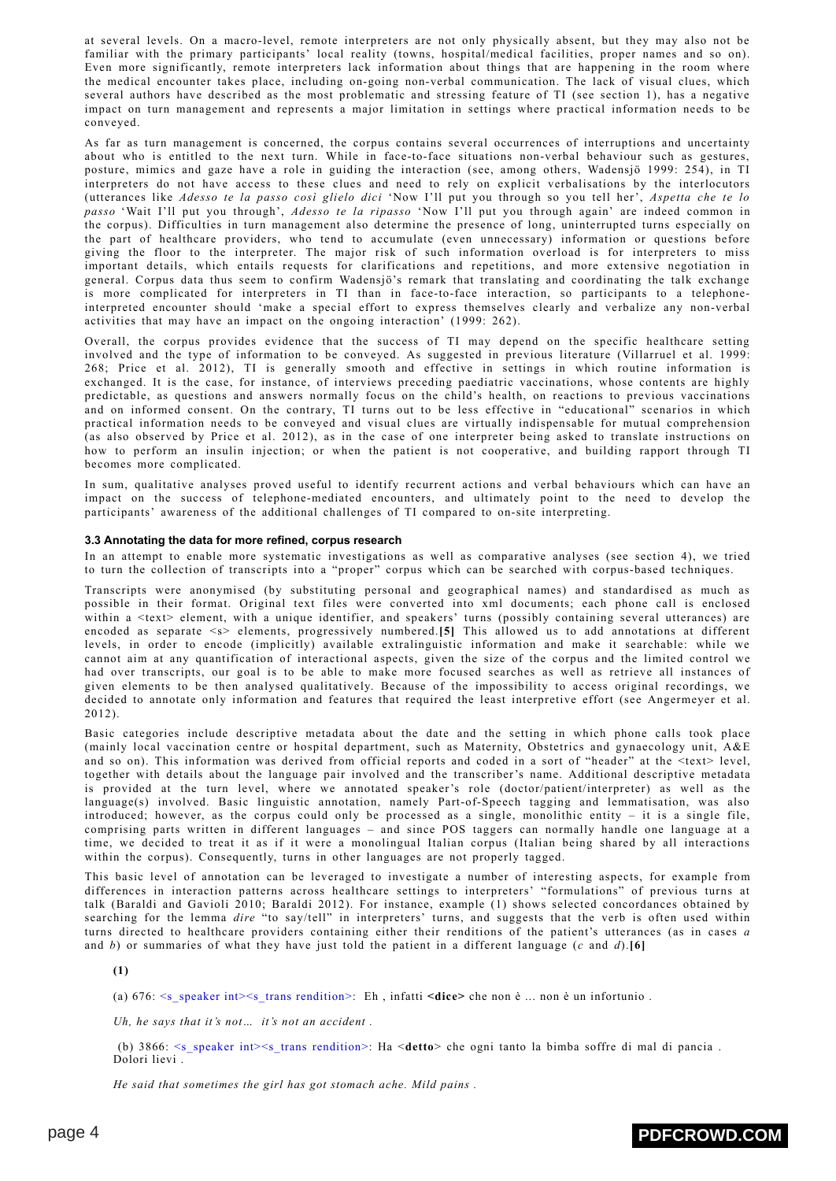at several levels. On a macro-level, remote interpreters are not only physically absent, but they may also not be familiar with the primary participants' local reality (towns, hospital/medical facilities, proper names and so on). Even more significantly, remote interpreters lack information about things that are happening in the room where the medical encounter takes place, including on-going non-verbal communication. The lack of visual clues, which several authors have described as the most problematic and stressing feature of TI (see section 1), has a negative impact on turn management and represents a major limitation in settings where practical information needs to be conveyed.

As far as turn management is concerned, the corpus contains several occurrences of interruptions and uncertainty about who is entitled to the next turn. While in face-to-face situations non-verbal behaviour such as gestures, posture, mimics and gaze have a role in guiding the interaction (see, among others, Wadensjö 1999: 254), in TI interpreters do not have access to these clues and need to rely on explicit verbalisations by the interlocutors (utterances like *Adesso te la passo così glielo dici* 'Now I'll put you through so you tell her', *Aspetta che te lo passo* 'Wait I'll put you through', *Adesso te la ripasso* 'Now I'll put you through again' are indeed common in the corpus). Difficulties in turn management also determine the presence of long, uninterrupted turns especially on the part of healthcare providers, who tend to accumulate (even unnecessary) information or questions before giving the floor to the interpreter. The major risk of such information overload is for interpreters to miss important details, which entails requests for clarifications and repetitions, and more extensive negotiation in general. Corpus data thus seem to confirm Wadensjö's remark that translating and coordinating the talk exchange is more complicated for interpreters in TI than in face-to-face interaction, so participants to a telephone-interpreted encounter should 'make a special effort to express themselves clearly and verbalize any non-verbal activities that may have an impact on the ongoing interaction' (1999: 262).

Overall, the corpus provides evidence that the success of TI may depend on the specific healthcare setting involved and the type of information to be conveyed. As suggested in previous literature (Villarruel et al. 1999: 268; Price et al. 2012), TI is generally smooth and effective in settings in which routine information is exchanged. It is the case, for instance, of interviews preceding paediatric vaccinations, whose contents are highly predictable, as questions and answers normally focus on the child's health, on reactions to previous vaccinations and on informed consent. On the contrary, TI turns out to be less effective in "educational" scenarios in which practical information needs to be conveyed and visual clues are virtually indispensable for mutual comprehension (as also observed by Price et al. 2012), as in the case of one interpreter being asked to translate instructions on how to perform an insulin injection; or when the patient is not cooperative, and building rapport through TI becomes more complicated.

In sum, qualitative analyses proved useful to identify recurrent actions and verbal behaviours which can have an impact on the success of telephone-mediated encounters, and ultimately point to the need to develop the participants' awareness of the additional challenges of TI compared to on-site interpreting.

### 3.3 Annotating the data for more refined, corpus research

In an attempt to enable more systematic investigations as well as comparative analyses (see section 4), we tried to turn the collection of transcripts into a "proper" corpus which can be searched with corpus-based techniques.

Transcripts were anonymised (by substituting personal and geographical names) and standardised as much as possible in their format. Original text files were converted into xml documents; each phone call is enclosed within a <text> element, with a unique identifier, and speakers' turns (possibly containing several utterances) are encoded as separate <s> elements, progressively numbered.**[5]** This allowed us to add annotations at different levels, in order to encode (implicitly) available extralinguistic information and make it searchable: while we cannot aim at any quantification of interactional aspects, given the size of the corpus and the limited control we had over transcripts, our goal is to be able to make more focused searches as well as retrieve all instances of given elements to be then analysed qualitatively. Because of the impossibility to access original recordings, we decided to annotate only information and features that required the least interpretive effort (see Angermeyer et al. 2012).

Basic categories include descriptive metadata about the date and the setting in which phone calls took place (mainly local vaccination centre or hospital department, such as Maternity, Obstetrics and gynaecology unit, A&E and so on). This information was derived from official reports and coded in a sort of "header" at the <text> level, together with details about the language pair involved and the transcriber's name. Additional descriptive metadata is provided at the turn level, where we annotated speaker's role (doctor/patient/interpreter) as well as the language(s) involved. Basic linguistic annotation, namely Part-of-Speech tagging and lemmatisation, was also introduced; however, as the corpus could only be processed as a single, monolithic entity – it is a single file, comprising parts written in different languages – and since POS taggers can normally handle one language at a time, we decided to treat it as if it were a monolingual Italian corpus (Italian being shared by all interactions within the corpus). Consequently, turns in other languages are not properly tagged.

This basic level of annotation can be leveraged to investigate a number of interesting aspects, for example from differences in interaction patterns across healthcare settings to interpreters' "formulations" of previous turns at talk (Baraldi and Gavioli 2010; Baraldi 2012). For instance, example (1) shows selected concordances obtained by searching for the lemma *dire* "to say/tell" in interpreters' turns, and suggests that the verb is often used within turns directed to healthcare providers containing either their renditions of the patient's utterances (as in cases *a* and *b*) or summaries of what they have just told the patient in a different language (*c* and *d*).**[6]**

**(1)**

(a) 676: <s_speaker int><s_trans rendition>: Eh , infatti **<dice>** che non è ... non è un infortunio .

*Uh, he says that it's not… it's not an accident .*

(b) 3866: <s_speaker int><s_trans rendition>: Ha <**detto**> che ogni tanto la bimba soffre di mal di pancia . Dolori lievi .

*He said that sometimes the girl has got stomach ache. Mild pains .*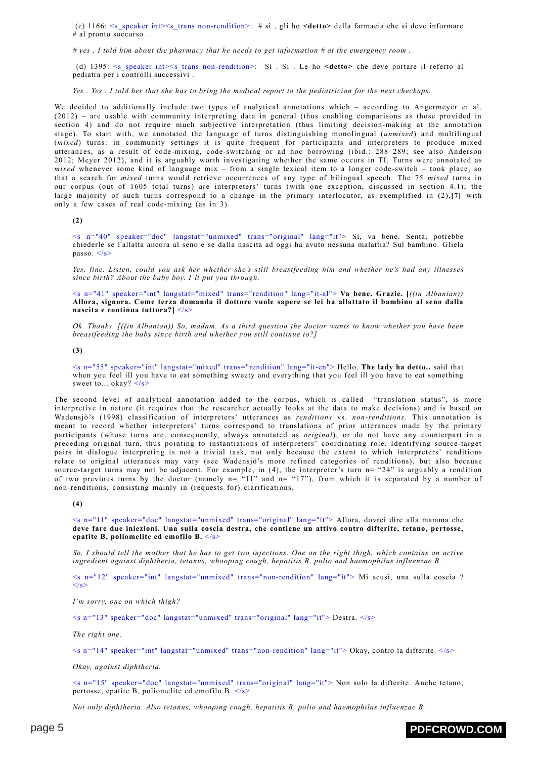(c) 1166: <s_speaker int><s_trans non-rendition>: # sì , gli ho **<detto>** della farmacia che si deve informare # al pronto soccorso .

*# yes , I told him about the pharmacy that he needs to get information # at the emergency room .*

(d) 1395: <s_speaker int><s_trans non-rendition>: Sì . Sì . Le ho **<detto>** che deve portare il referto al pediatra per i controlli successivi .

*Yes . Yes . I told her that she has to bring the medical report to the pediatrician for the next checkups.*

We decided to additionally include two types of analytical annotations which – according to Angermeyer et al. (2012) – are usable with community interpreting data in general (thus enabling comparisons as those provided in section 4) and do not require much subjective interpretation (thus limiting decision-making at the annotation stage). To start with, we annotated the language of turns distinguishing monolingual (*unmixed*) and multilingual (*mixed*) turns: in community settings it is quite frequent for participants and interpreters to produce mixed utterances, as a result of code-mixing, code-switching or ad hoc borrowing (ibid.: 288–289; see also Anderson 2012; Meyer 2012), and it is arguably worth investigating whether the same occurs in TI. Turns were annotated as *mixed* whenever some kind of language mix – from a single lexical item to a longer code-switch – took place, so that a search for *mixed* turns would retrieve occurrences of any type of bilingual speech. The 75 *mixed* turns in our corpus (out of 1605 total turns) are interpreters' turns (with one exception, discussed in section 4.1); the large majority of such turns correspond to a change in the primary interlocutor, as exemplified in (2),**[7]** with only a few cases of real code-mixing (as in 3).

**(2)**

<s n="40" speaker="doc" langstat="unmixed" trans="original" lang="it"> Sì, va bene. Senta, potrebbe chiederle se l'allatta ancora al seno e se dalla nascita ad oggi ha avuto nessuna malattia? Sul bambino. Gliela passo. </s>

*Yes, fine. Listen, could you ask her whether she's still breastfeeding him and whether he's had any illnesses since birth? About the baby boy. I'll put you through.*

<s n="41" speaker="int" langstat="mixed" trans="rendition" lang="it-al"> **Va bene. Grazie. [*((in Albanian))* Allora, signora. Come terza domanda il dottore vuole sapere se lei ha allattato il bambino al seno dalla nascita e continua tuttora?]** </s>

*Ok. Thanks. [((in Albanian)) So, madam. As a third question the doctor wants to know whether you have been breastfeeding the baby since birth and whether you still continue to?]*

**(3)**

<s n="55" speaker="int" langstat="mixed" trans="rendition" lang="it-en"> Hello. **The lady ha detto..** said that when you feel ill you have to eat something sweety and everything that you feel ill you have to eat something sweet to… okay? </s>

The second level of analytical annotation added to the corpus, which is called "translation status", is more interpretive in nature (it requires that the researcher actually looks at the data to make decisions) and is based on Wadensjö's (1998) classification of interpreters' utterances as *renditions* vs. *non-renditions*. This annotation is meant to record whether interpreters' turns correspond to translations of prior utterances made by the primary participants (whose turns are, consequently, always annotated as *original*), or do not have any counterpart in a preceding original turn, thus pointing to instantiations of interpreters' coordinating role. Identifying source-target pairs in dialogue interpreting is not a trivial task, not only because the extent to which interpreters' renditions relate to original utterances may vary (see Wadensjö's more refined categories of renditions), but also because source-target turns may not be adjacent. For example, in (4), the interpreter's turn n= "24" is arguably a rendition of two previous turns by the doctor (namely n= "11" and n= "17"), from which it is separated by a number of non-renditions, consisting mainly in (requests for) clarifications.

**(4)**

<s n="11" speaker="doc" langstat="unmixed" trans="original" lang="it"> Allora, dovrei dire alla mamma che **deve fare due iniezioni. Una sulla coscia destra, che contiene un attivo contro difterite, tetano, pertosse, epatite B, poliomelite ed emofilo B.** </s>

*So, I should tell the mother that he has to get two injections. One on the right thigh, which contains an active ingredient against diphtheria, tetanus, whooping cough, hepatitis B, polio and haemophilus influenzae B.*

<s n="12" speaker="int" langstat="unmixed" trans="non-rendition" lang="it"> Mi scusi, una sulla coscia ? </s>

*I'm sorry, one on which thigh?*

<s n="13" speaker="doc" langstat="unmixed" trans="original" lang="it"> Destra. </s>

*The right one.*

<s n="14" speaker="int" langstat="unmixed" trans="non-rendition" lang="it"> Okay, contro la difterite. </s>

*Okay, against diphtheria.*

<s n="15" speaker="doc" langstat="unmixed" trans="original" lang="it"> Non solo la difterite. Anche tetano, pertosse, epatite B, poliomelite ed emofilo B. </s>

*Not only diphtheria. Also tetanus, whooping cough, hepatitis B, polio and haemophilus influenzae B.*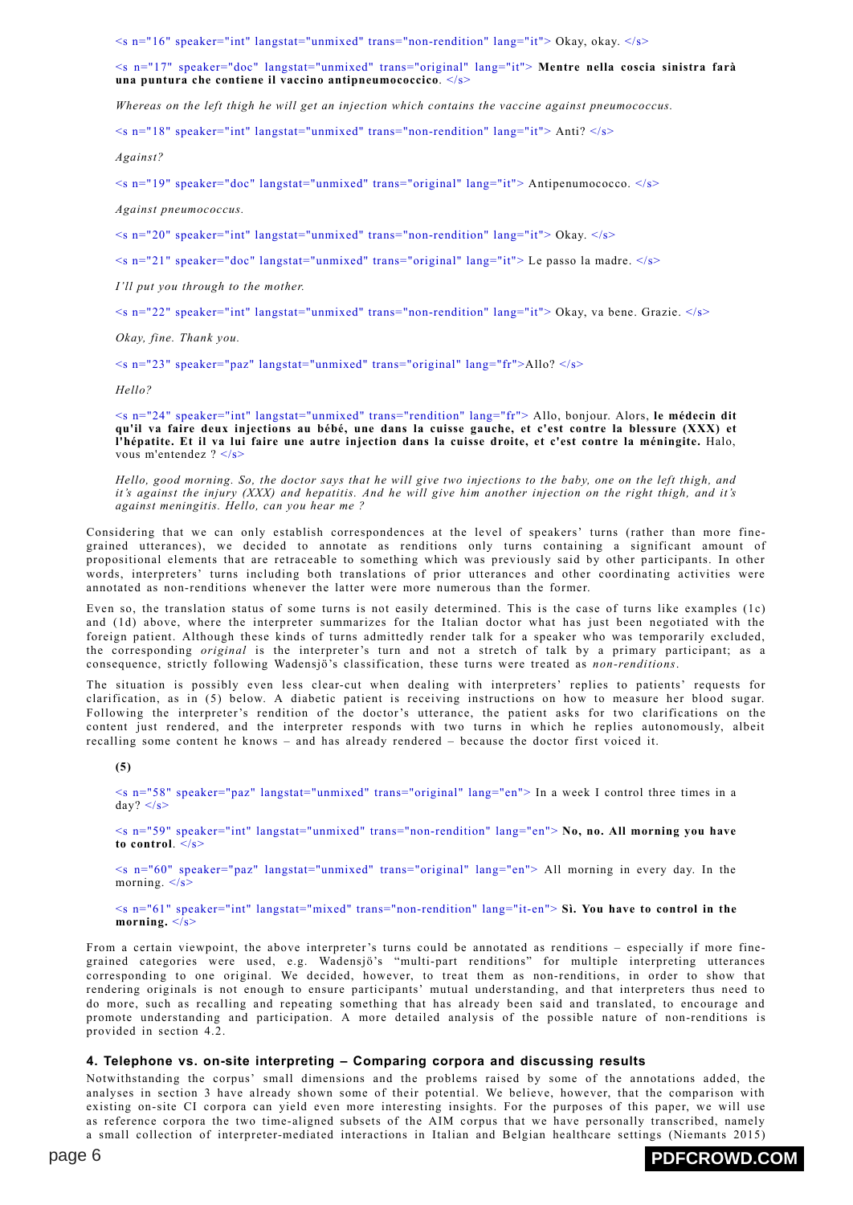<s n="16" speaker="int" langstat="unmixed" trans="non-rendition" lang="it"> Okay, okay. </s>

<s n="17" speaker="doc" langstat="unmixed" trans="original" lang="it"> **Mentre nella coscia sinistra farà una puntura che contiene il vaccino antipneumococcico**. </s>

*Whereas on the left thigh he will get an injection which contains the vaccine against pneumococcus.*

<s n="18" speaker="int" langstat="unmixed" trans="non-rendition" lang="it"> Anti? </s>

*Against?*

<s n="19" speaker="doc" langstat="unmixed" trans="original" lang="it"> Antipenumococco. </s>

*Against pneumococcus.*

<s n="20" speaker="int" langstat="unmixed" trans="non-rendition" lang="it"> Okay. </s>

<s n="21" speaker="doc" langstat="unmixed" trans="original" lang="it"> Le passo la madre. </s>

*I'll put you through to the mother.*

<s n="22" speaker="int" langstat="unmixed" trans="non-rendition" lang="it"> Okay, va bene. Grazie. </s>

*Okay, fine. Thank you.*

<s n="23" speaker="paz" langstat="unmixed" trans="original" lang="fr">Allo? </s>

*Hello?*

<s n="24" speaker="int" langstat="unmixed" trans="rendition" lang="fr"> Allo, bonjour. Alors, **le médecin dit qu'il va faire deux injections au bébé, une dans la cuisse gauche, et c'est contre la blessure (XXX) et l'hépatite. Et il va lui faire une autre injection dans la cuisse droite, et c'est contre la méningite.** Halo, vous m'entendez ? </s>

*Hello, good morning. So, the doctor says that he will give two injections to the baby, one on the left thigh, and it's against the injury (XXX) and hepatitis. And he will give him another injection on the right thigh, and it's against meningitis. Hello, can you hear me ?*

Considering that we can only establish correspondences at the level of speakers' turns (rather than more fine-grained utterances), we decided to annotate as renditions only turns containing a significant amount of propositional elements that are traceable to something which was previously said by other participants. In other words, interpreters' turns including both translations of prior utterances and other coordinating activities were annotated as non-renditions whenever the latter were more numerous than the former.

Even so, the translation status of some turns is not easily determined. This is the case of turns like examples (1c) and (1d) above, where the interpreter summarizes for the Italian doctor what has just been negotiated with the foreign patient. Although these kinds of turns admittedly render talk for a speaker who was temporarily excluded, the corresponding *original* is the interpreter's turn and not a stretch of talk by a primary participant; as a consequence, strictly following Wadensjö's classification, these turns were treated as *non-renditions*.

The situation is possibly even less clear-cut when dealing with interpreters' replies to patients' requests for clarification, as in (5) below. A diabetic patient is receiving instructions on how to measure her blood sugar. Following the interpreter's rendition of the doctor's utterance, the patient asks for two clarifications on the content just rendered, and the interpreter responds with two turns in which he replies autonomously, albeit recalling some content he knows – and has already rendered – because the doctor first voiced it.

**(5)**

<s n="58" speaker="paz" langstat="unmixed" trans="original" lang="en"> In a week I control three times in a day? </s>

<s n="59" speaker="int" langstat="unmixed" trans="non-rendition" lang="en"> **No, no. All morning you have to control**. </s>

<s n="60" speaker="paz" langstat="unmixed" trans="original" lang="en"> All morning in every day. In the morning. </s>

<s n="61" speaker="int" langstat="mixed" trans="non-rendition" lang="it-en"> **Sì. You have to control in the morning.** </s>

From a certain viewpoint, the above interpreter's turns could be annotated as renditions – especially if more fine-grained categories were used, e.g. Wadensjö's "multi-part renditions" for multiple interpreting utterances corresponding to one original. We decided, however, to treat them as non-renditions, in order to show that rendering originals is not enough to ensure participants' mutual understanding, and that interpreters thus need to do more, such as recalling and repeating something that has already been said and translated, to encourage and promote understanding and participation. A more detailed analysis of the possible nature of non-renditions is provided in section 4.2.

## 4. Telephone vs. on-site interpreting – Comparing corpora and discussing results

Notwithstanding the corpus' small dimensions and the problems raised by some of the annotations added, the analyses in section 3 have already shown some of their potential. We believe, however, that the comparison with existing on-site CI corpora can yield even more interesting insights. For the purposes of this paper, we will use as reference corpora the two time-aligned subsets of the AIM corpus that we have personally transcribed, namely a small collection of interpreter-mediated interactions in Italian and Belgian healthcare settings (Niemants 2015)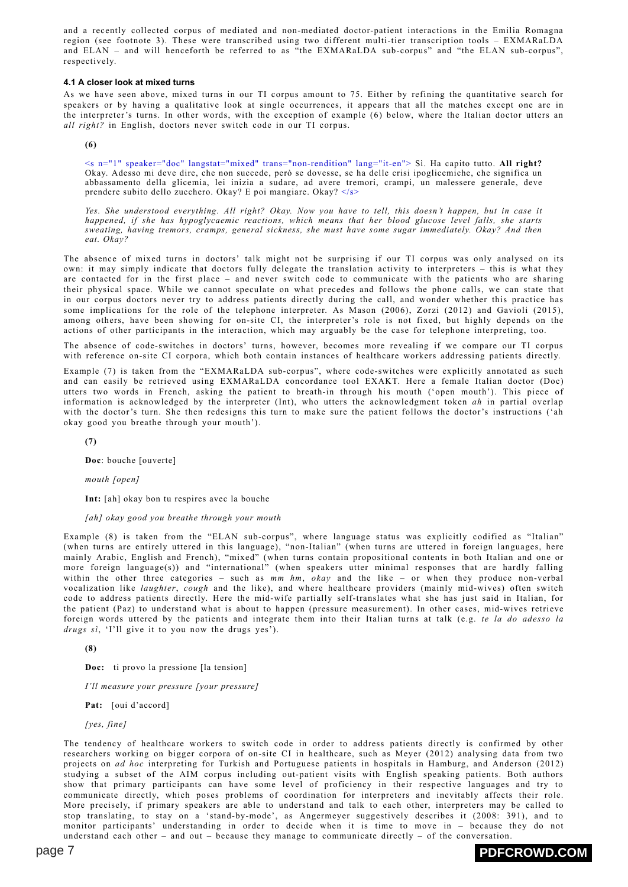and a recently collected corpus of mediated and non-mediated doctor-patient interactions in the Emilia Romagna region (see footnote 3). These were transcribed using two different multi-tier transcription tools – EXMARaLDA and ELAN – and will henceforth be referred to as "the EXMARaLDA sub-corpus" and "the ELAN sub-corpus", respectively.

#### 4.1 A closer look at mixed turns

As we have seen above, mixed turns in our TI corpus amount to 75. Either by refining the quantitative search for speakers or by having a qualitative look at single occurrences, it appears that all the matches except one are in the interpreter's turns. In other words, with the exception of example (6) below, where the Italian doctor utters an *all right?* in English, doctors never switch code in our TI corpus.

**(6)**

<s n="1" speaker="doc" langstat="mixed" trans="non-rendition" lang="it-en"> Sì. Ha capito tutto. **All right?** Okay. Adesso mi deve dire, che non succede, però se dovesse, se ha delle crisi ipoglicemiche, che significa un abbassamento della glicemia, lei inizia a sudare, ad avere tremori, crampi, un malessere generale, deve prendere subito dello zucchero. Okay? E poi mangiare. Okay? </s>

*Yes. She understood everything. All right? Okay. Now you have to tell, this doesn't happen, but in case it happened, if she has hypoglycaemic reactions, which means that her blood glucose level falls, she starts sweating, having tremors, cramps, general sickness, she must have some sugar immediately. Okay? And then eat. Okay?*

The absence of mixed turns in doctors' talk might not be surprising if our TI corpus was only analysed on its own: it may simply indicate that doctors fully delegate the translation activity to interpreters – this is what they are contacted for in the first place – and never switch code to communicate with the patients who are sharing their physical space. While we cannot speculate on what precedes and follows the phone calls, we can state that in our corpus doctors never try to address patients directly during the call, and wonder whether this practice has some implications for the role of the telephone interpreter. As Mason (2006), Zorzi (2012) and Gavioli (2015), among others, have been showing for on-site CI, the interpreter's role is not fixed, but highly depends on the actions of other participants in the interaction, which may arguably be the case for telephone interpreting, too.

The absence of code-switches in doctors' turns, however, becomes more revealing if we compare our TI corpus with reference on-site CI corpora, which both contain instances of healthcare workers addressing patients directly.

Example (7) is taken from the "EXMARaLDA sub-corpus", where code-switches were explicitly annotated as such and can easily be retrieved using EXMARaLDA concordance tool EXAKT. Here a female Italian doctor (Doc) utters two words in French, asking the patient to breath-in through his mouth ('open mouth'). This piece of information is acknowledged by the interpreter (Int), who utters the acknowledgment token *ah* in partial overlap with the doctor's turn. She then redesigns this turn to make sure the patient follows the doctor's instructions ('ah okay good you breathe through your mouth').

**(7)**

**Doc**: bouche [ouverte]

*mouth [open]*

**Int:** [ah] okay bon tu respires avec la bouche

*[ah] okay good you breathe through your mouth*

Example (8) is taken from the "ELAN sub-corpus", where language status was explicitly codified as "Italian" (when turns are entirely uttered in this language), "non-Italian" (when turns are uttered in foreign languages, here mainly Arabic, English and French), "mixed" (when turns contain propositional contents in both Italian and one or more foreign language(s)) and "international" (when speakers utter minimal responses that are hardly falling within the other three categories – such as *mm hm*, *okay* and the like – or when they produce non-verbal vocalization like *laughter*, *cough* and the like), and where healthcare providers (mainly mid-wives) often switch code to address patients directly. Here the mid-wife partially self-translates what she has just said in Italian, for the patient (Paz) to understand what is about to happen (pressure measurement). In other cases, mid-wives retrieve foreign words uttered by the patients and integrate them into their Italian turns at talk (e.g. *te la do adesso la drugs sì*, 'I'll give it to you now the drugs yes').

**(8)**

**Doc:** ti provo la pressione [la tension]

*I'll measure your pressure [your pressure]*

**Pat:** [oui d'accord]

*[yes, fine]*

The tendency of healthcare workers to switch code in order to address patients directly is confirmed by other researchers working on bigger corpora of on-site CI in healthcare, such as Meyer (2012) analysing data from two projects on *ad hoc* interpreting for Turkish and Portuguese patients in hospitals in Hamburg, and Anderson (2012) studying a subset of the AIM corpus including out-patient visits with English speaking patients. Both authors show that primary participants can have some level of proficiency in their respective languages and try to communicate directly, which poses problems of coordination for interpreters and inevitably affects their role. More precisely, if primary speakers are able to understand and talk to each other, interpreters may be called to stop translating, to stay on a 'stand-by-mode', as Angermeyer suggestively describes it (2008: 391), and to monitor participants' understanding in order to decide when it is time to move in – because they do not understand each other – and out – because they manage to communicate directly – of the conversation.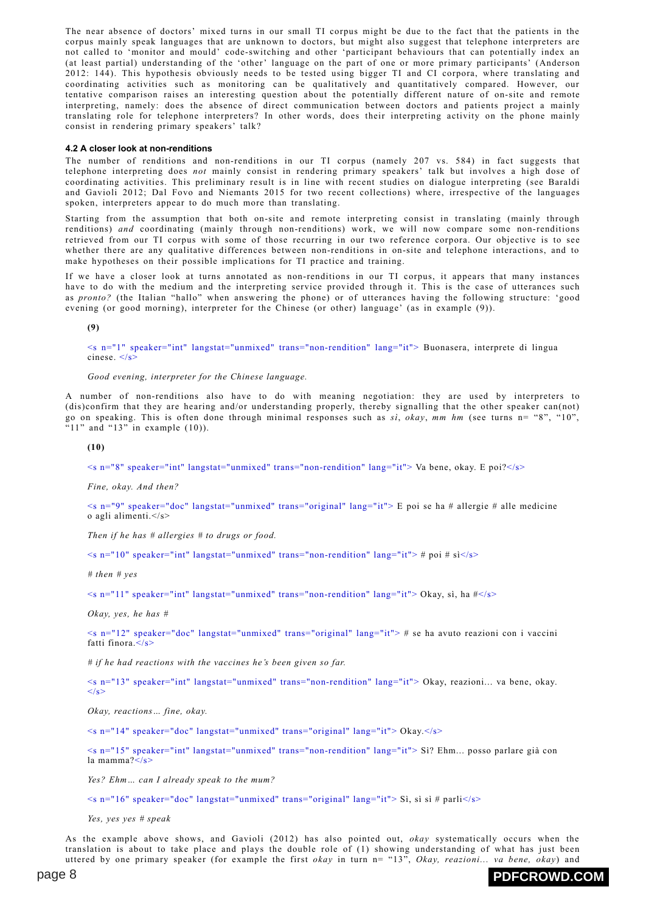The near absence of doctors' mixed turns in our small TI corpus might be due to the fact that the patients in the corpus mainly speak languages that are unknown to doctors, but might also suggest that telephone interpreters are not called to 'monitor and mould' code-switching and other 'participant behaviours that can potentially index an (at least partial) understanding of the 'other' language on the part of one or more primary participants' (Anderson 2012: 144). This hypothesis obviously needs to be tested using bigger TI and CI corpora, where translating and coordinating activities such as monitoring can be qualitatively and quantitatively compared. However, our tentative comparison raises an interesting question about the potentially different nature of on-site and remote interpreting, namely: does the absence of direct communication between doctors and patients project a mainly translating role for telephone interpreters? In other words, does their interpreting activity on the phone mainly consist in rendering primary speakers' talk?

#### 4.2 A closer look at non-renditions

The number of renditions and non-renditions in our TI corpus (namely 207 vs. 584) in fact suggests that telephone interpreting does *not* mainly consist in rendering primary speakers' talk but involves a high dose of coordinating activities. This preliminary result is in line with recent studies on dialogue interpreting (see Baraldi and Gavioli 2012; Dal Fovo and Niemants 2015 for two recent collections) where, irrespective of the languages spoken, interpreters appear to do much more than translating.

Starting from the assumption that both on-site and remote interpreting consist in translating (mainly through renditions) *and* coordinating (mainly through non-renditions) work, we will now compare some non-renditions retrieved from our TI corpus with some of those recurring in our two reference corpora. Our objective is to see whether there are any qualitative differences between non-renditions in on-site and telephone interactions, and to make hypotheses on their possible implications for TI practice and training.

If we have a closer look at turns annotated as non-renditions in our TI corpus, it appears that many instances have to do with the medium and the interpreting service provided through it. This is the case of utterances such as *pronto?* (the Italian "hallo" when answering the phone) or of utterances having the following structure: 'good evening (or good morning), interpreter for the Chinese (or other) language' (as in example (9)).

**(9)**

<s n="1" speaker="int" langstat="unmixed" trans="non-rendition" lang="it"> Buonasera, interprete di lingua cinese. </s>

*Good evening, interpreter for the Chinese language.*

A number of non-renditions also have to do with meaning negotiation: they are used by interpreters to (dis)confirm that they are hearing and/or understanding properly, thereby signalling that the other speaker can(not) go on speaking. This is often done through minimal responses such as *sì*, *okay*, *mm hm* (see turns n= "8", "10", "11" and "13" in example (10)).

**(10)**

<s n="8" speaker="int" langstat="unmixed" trans="non-rendition" lang="it"> Va bene, okay. E poi?</s>

*Fine, okay. And then?*

<s n="9" speaker="doc" langstat="unmixed" trans="original" lang="it"> E poi se ha # allergie # alle medicine o agli alimenti.</s>

*Then if he has # allergies # to drugs or food.*

<s n="10" speaker="int" langstat="unmixed" trans="non-rendition" lang="it"> # poi # sì</s>

*# then # yes*

<s n="11" speaker="int" langstat="unmixed" trans="non-rendition" lang="it"> Okay, sì, ha #</s>

*Okay, yes, he has #*

<s n="12" speaker="doc" langstat="unmixed" trans="original" lang="it"> # se ha avuto reazioni con i vaccini fatti finora.</s>

*# if he had reactions with the vaccines he's been given so far.*

<s n="13" speaker="int" langstat="unmixed" trans="non-rendition" lang="it"> Okay, reazioni... va bene, okay. </s>

*Okay, reactions… fine, okay.*

<s n="14" speaker="doc" langstat="unmixed" trans="original" lang="it"> Okay.</s>

<s n="15" speaker="int" langstat="unmixed" trans="non-rendition" lang="it"> Sì? Ehm... posso parlare già con la mamma?</s>

*Yes? Ehm… can I already speak to the mum?*

<s n="16" speaker="doc" langstat="unmixed" trans="original" lang="it"> Sì, sì sì # parli</s>

*Yes, yes yes # speak*

As the example above shows, and Gavioli (2012) has also pointed out, *okay* systematically occurs when the translation is about to take place and plays the double role of (1) showing understanding of what has just been uttered by one primary speaker (for example the first *okay* in turn n= "13", *Okay, reazioni... va bene, okay*) and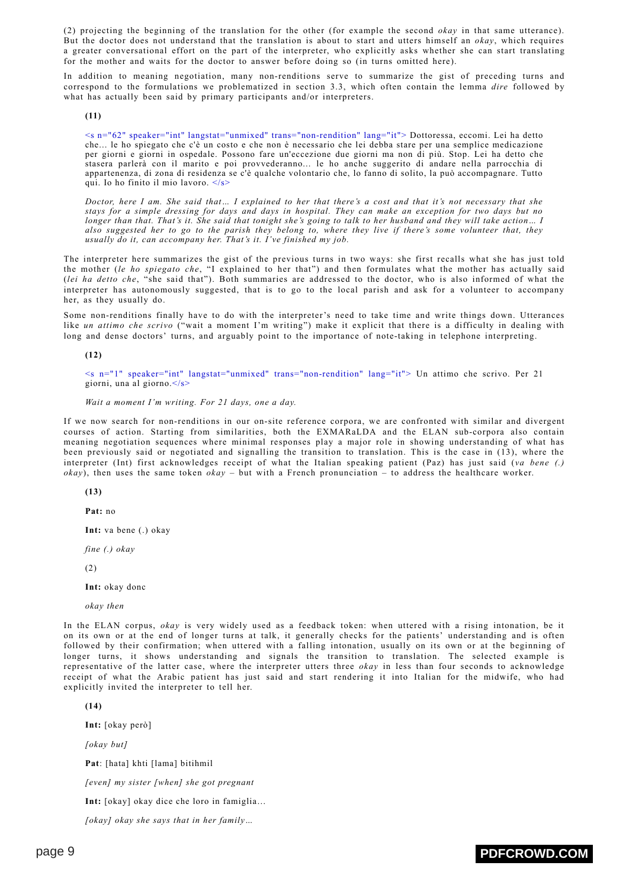(2) projecting the beginning of the translation for the other (for example the second *okay* in that same utterance). But the doctor does not understand that the translation is about to start and utters himself an *okay*, which requires a greater conversational effort on the part of the interpreter, who explicitly asks whether she can start translating for the mother and waits for the doctor to answer before doing so (in turns omitted here).

In addition to meaning negotiation, many non-renditions serve to summarize the gist of preceding turns and correspond to the formulations we problematized in section 3.3, which often contain the lemma *dire* followed by what has actually been said by primary participants and/or interpreters.

**(11)**

<s n="62" speaker="int" langstat="unmixed" trans="non-rendition" lang="it"> Dottoressa, eccomi. Lei ha detto che… le ho spiegato che c'è un costo e che non è necessario che lei debba stare per una semplice medicazione per giorni e giorni in ospedale. Possono fare un'eccezione due giorni ma non di più. Stop. Lei ha detto che stasera parlerà con il marito e poi provvederanno… le ho anche suggerito di andare nella parrocchia di appartenenza, di zona di residenza se c'è qualche volontario che, lo fanno di solito, la può accompagnare. Tutto qui. Io ho finito il mio lavoro. </s>

*Doctor, here I am. She said that… I explained to her that there's a cost and that it's not necessary that she stays for a simple dressing for days and days in hospital. They can make an exception for two days but no longer than that. That's it. She said that tonight she's going to talk to her husband and they will take action… I also suggested her to go to the parish they belong to, where they live if there's some volunteer that, they usually do it, can accompany her. That's it. I've finished my job.*

The interpreter here summarizes the gist of the previous turns in two ways: she first recalls what she has just told the mother (*le ho spiegato che*, "I explained to her that") and then formulates what the mother has actually said (*lei ha detto che*, "she said that"). Both summaries are addressed to the doctor, who is also informed of what the interpreter has autonomously suggested, that is to go to the local parish and ask for a volunteer to accompany her, as they usually do.

Some non-renditions finally have to do with the interpreter's need to take time and write things down. Utterances like *un attimo che scrivo* ("wait a moment I'm writing") make it explicit that there is a difficulty in dealing with long and dense doctors' turns, and arguably point to the importance of note-taking in telephone interpreting.

**(12)**

<s n="1" speaker="int" langstat="unmixed" trans="non-rendition" lang="it"> Un attimo che scrivo. Per 21 giorni, una al giorno.</s>

*Wait a moment I'm writing. For 21 days, one a day.*

If we now search for non-renditions in our on-site reference corpora, we are confronted with similar and divergent courses of action. Starting from similarities, both the EXMARaLDA and the ELAN sub-corpora also contain meaning negotiation sequences where minimal responses play a major role in showing understanding of what has been previously said or negotiated and signalling the transition to translation. This is the case in (13), where the interpreter (Int) first acknowledges receipt of what the Italian speaking patient (Paz) has just said (*va bene (.) okay*), then uses the same token *okay* – but with a French pronunciation – to address the healthcare worker.

**(13)**

**Pat:** no

**Int:** va bene (.) okay

*fine (.) okay*

(2)

**Int:** okay donc

*okay then*

In the ELAN corpus, *okay* is very widely used as a feedback token: when uttered with a rising intonation, be it on its own or at the end of longer turns at talk, it generally checks for the patients' understanding and is often followed by their confirmation; when uttered with a falling intonation, usually on its own or at the beginning of longer turns, it shows understanding and signals the transition to translation. The selected example is representative of the latter case, where the interpreter utters three *okay* in less than four seconds to acknowledge receipt of what the Arabic patient has just said and start rendering it into Italian for the midwife, who had explicitly invited the interpreter to tell her.

**(14)**

**Int:** [okay però]

*[okay but]*

**Pat**: [hata] khti [lama] bitihmil

*[even] my sister [when] she got pregnant*

**Int:** [okay] okay dice che loro in famiglia…

*[okay] okay she says that in her family…*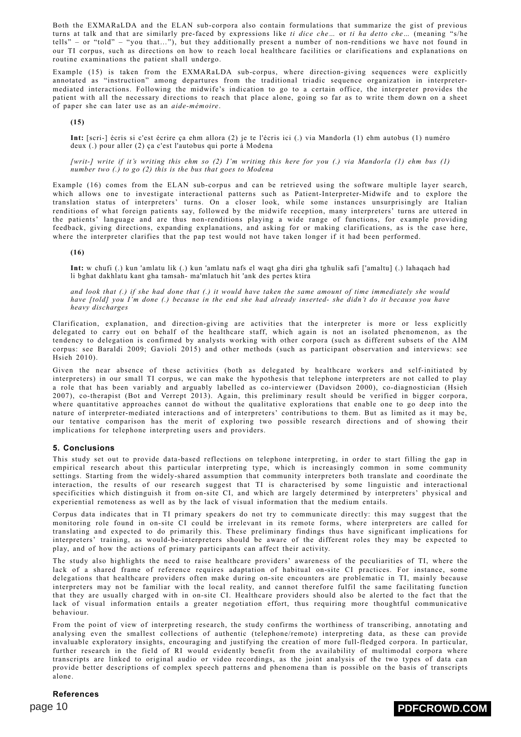Both the EXMARaLDA and the ELAN sub-corpora also contain formulations that summarize the gist of previous turns at talk and that are similarly pre-faced by expressions like *ti dice che…* or *ti ha detto che…* (meaning "s/he tells" – or "told" – "you that…"), but they additionally present a number of non-renditions we have not found in our TI corpus, such as directions on how to reach local healthcare facilities or clarifications and explanations on routine examinations the patient shall undergo.

Example (15) is taken from the EXMARaLDA sub-corpus, where direction-giving sequences were explicitly annotated as "instruction" among departures from the traditional triadic sequence organization in interpreter-mediated interactions. Following the midwife's indication to go to a certain office, the interpreter provides the patient with all the necessary directions to reach that place alone, going so far as to write them down on a sheet of paper she can later use as an *aide-mémoire*.

**(15)**

**Int:** [scri-] écris si c'est écrire ça ehm allora (2) je te l'écris ici (.) via Mandorla (1) ehm autobus (1) numéro deux (.) pour aller (2) ça c'est l'autobus qui porte à Modena

*[writ-] write if it's writing this ehm so (2) I'm writing this here for you (.) via Mandorla (1) ehm bus (1) number two (.) to go (2) this is the bus that goes to Modena*

Example (16) comes from the ELAN sub-corpus and can be retrieved using the software multiple layer search, which allows one to investigate interactional patterns such as Patient-Interpreter-Midwife and to explore the translation status of interpreters' turns. On a closer look, while some instances unsurprisingly are Italian renditions of what foreign patients say, followed by the midwife reception, many interpreters' turns are uttered in the patients' language and are thus non-renditions playing a wide range of functions, for example providing feedback, giving directions, expanding explanations, and asking for or making clarifications, as is the case here, where the interpreter clarifies that the pap test would not have taken longer if it had been performed.

**(16)**

**Int:** w chufi (.) kun 'amlatu lik (.) kun 'amlatu nafs el waqt gha diri gha tghulik safi ['amaltu] (.) lahaqach had li bghat dakhlatu kant gha tamsah- ma'mlatuch hit 'ank des pertes ktira

*and look that (.) if she had done that (.) it would have taken the same amount of time immediately she would have [told] you I'm done (.) because in the end she had already inserted- she didn't do it because you have heavy discharges*

Clarification, explanation, and direction-giving are activities that the interpreter is more or less explicitly delegated to carry out on behalf of the healthcare staff, which again is not an isolated phenomenon, as the tendency to delegation is confirmed by analysts working with other corpora (such as different subsets of the AIM corpus: see Baraldi 2009; Gavioli 2015) and other methods (such as participant observation and interviews: see Hsieh 2010).

Given the near absence of these activities (both as delegated by healthcare workers and self-initiated by interpreters) in our small TI corpus, we can make the hypothesis that telephone interpreters are not called to play a role that has been variably and arguably labelled as co-interviewer (Davidson 2000), co-diagnostician (Hsieh 2007), co-therapist (Bot and Verrept 2013). Again, this preliminary result should be verified in bigger corpora, where quantitative approaches cannot do without the qualitative explorations that enable one to go deep into the nature of interpreter-mediated interactions and of interpreters' contributions to them. But as limited as it may be, our tentative comparison has the merit of exploring two possible research directions and of showing their implications for telephone interpreting users and providers.

## 5. Conclusions

This study set out to provide data-based reflections on telephone interpreting, in order to start filling the gap in empirical research about this particular interpreting type, which is increasingly common in some community settings. Starting from the widely-shared assumption that community interpreters both translate and coordinate the interaction, the results of our research suggest that TI is characterised by some linguistic and interactional specificities which distinguish it from on-site CI, and which are largely determined by interpreters' physical and experiential remoteness as well as by the lack of visual information that the medium entails.

Corpus data indicates that in TI primary speakers do not try to communicate directly: this may suggest that the monitoring role found in on-site CI could be irrelevant in its remote forms, where interpreters are called for translating and expected to do primarily this. These preliminary findings thus have significant implications for interpreters' training, as would-be-interpreters should be aware of the different roles they may be expected to play, and of how the actions of primary participants can affect their activity.

The study also highlights the need to raise healthcare providers' awareness of the peculiarities of TI, where the lack of a shared frame of reference requires adaptation of habitual on-site CI practices. For instance, some delegations that healthcare providers often make during on-site encounters are problematic in TI, mainly because interpreters may not be familiar with the local reality, and cannot therefore fulfil the same facilitating function that they are usually charged with in on-site CI. Healthcare providers should also be alerted to the fact that the lack of visual information entails a greater negotiation effort, thus requiring more thoughtful communicative behaviour.

From the point of view of interpreting research, the study confirms the worthiness of transcribing, annotating and analysing even the smallest collections of authentic (telephone/remote) interpreting data, as these can provide invaluable exploratory insights, encouraging and justifying the creation of more full-fledged corpora. In particular, further research in the field of RI would evidently benefit from the availability of multimodal corpora where transcripts are linked to original audio or video recordings, as the joint analysis of the two types of data can provide better descriptions of complex speech patterns and phenomena than is possible on the basis of transcripts alone.

## References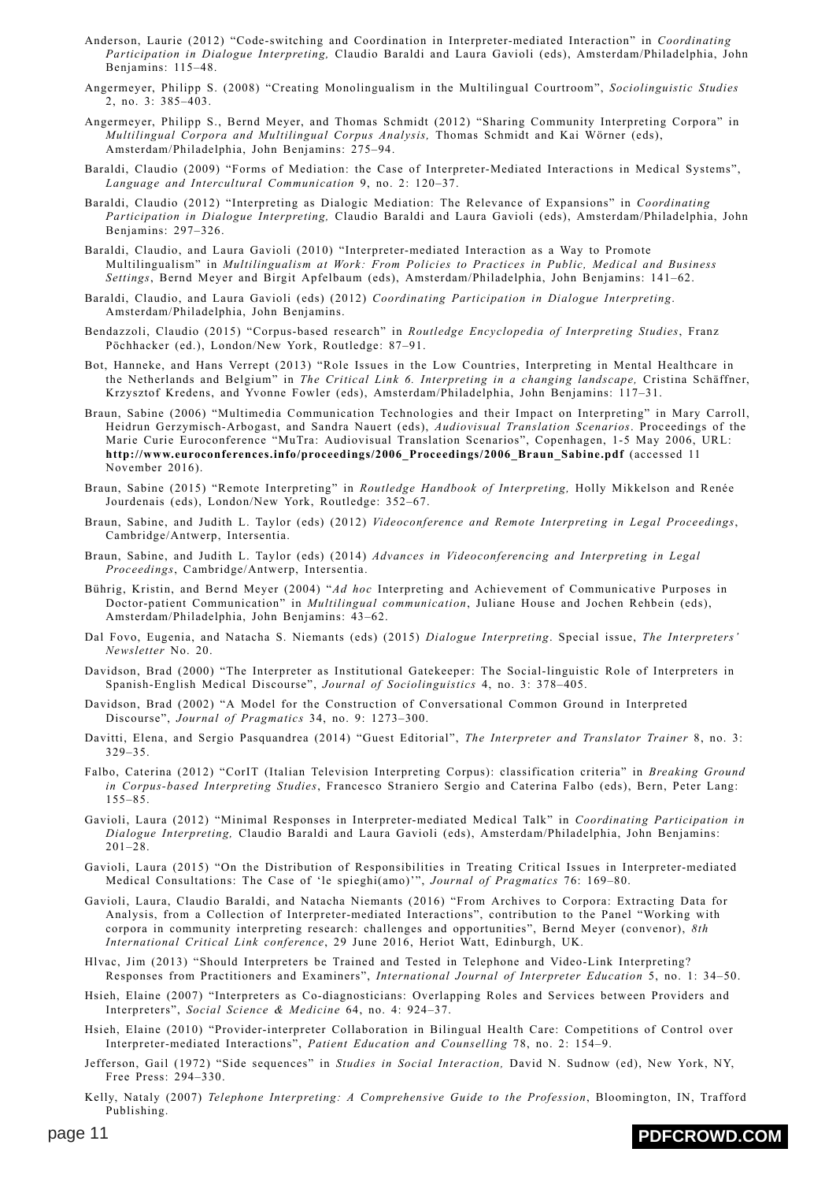Anderson, Laurie (2012) "Code-switching and Coordination in Interpreter-mediated Interaction" in *Coordinating Participation in Dialogue Interpreting,* Claudio Baraldi and Laura Gavioli (eds), Amsterdam/Philadelphia, John Benjamins: 115–48.

Angermeyer, Philipp S. (2008) "Creating Monolingualism in the Multilingual Courtroom", *Sociolinguistic Studies* 2, no. 3: 385–403.

Angermeyer, Philipp S., Bernd Meyer, and Thomas Schmidt (2012) "Sharing Community Interpreting Corpora" in *Multilingual Corpora and Multilingual Corpus Analysis,* Thomas Schmidt and Kai Wörner (eds), Amsterdam/Philadelphia, John Benjamins: 275–94.

Baraldi, Claudio (2009) "Forms of Mediation: the Case of Interpreter-Mediated Interactions in Medical Systems", *Language and Intercultural Communication* 9, no. 2: 120–37.

Baraldi, Claudio (2012) "Interpreting as Dialogic Mediation: The Relevance of Expansions" in *Coordinating Participation in Dialogue Interpreting,* Claudio Baraldi and Laura Gavioli (eds), Amsterdam/Philadelphia, John Benjamins: 297–326.

Baraldi, Claudio, and Laura Gavioli (2010) "Interpreter-mediated Interaction as a Way to Promote Multilingualism" in *Multilingualism at Work: From Policies to Practices in Public, Medical and Business Settings*, Bernd Meyer and Birgit Apfelbaum (eds), Amsterdam/Philadelphia, John Benjamins: 141–62.

Baraldi, Claudio, and Laura Gavioli (eds) (2012) *Coordinating Participation in Dialogue Interpreting*. Amsterdam/Philadelphia, John Benjamins.

Bendazzoli, Claudio (2015) "Corpus-based research" in *Routledge Encyclopedia of Interpreting Studies*, Franz Pöchhacker (ed.), London/New York, Routledge: 87–91.

Bot, Hanneke, and Hans Verrept (2013) "Role Issues in the Low Countries, Interpreting in Mental Healthcare in the Netherlands and Belgium" in *The Critical Link 6. Interpreting in a changing landscape,* Cristina Schäffner, Krzysztof Kredens, and Yvonne Fowler (eds), Amsterdam/Philadelphia, John Benjamins: 117–31.

Braun, Sabine (2006) "Multimedia Communication Technologies and their Impact on Interpreting" in Mary Carroll, Heidrun Gerzymisch-Arbogast, and Sandra Nauert (eds), *Audiovisual Translation Scenarios*. Proceedings of the Marie Curie Euroconference "MuTra: Audiovisual Translation Scenarios", Copenhagen, 1-5 May 2006, URL: **http://www.euroconferences.info/proceedings/2006_Proceedings/2006_Braun_Sabine.pdf** (accessed 11 November 2016).

Braun, Sabine (2015) "Remote Interpreting" in *Routledge Handbook of Interpreting,* Holly Mikkelson and Renée Jourdenais (eds), London/New York, Routledge: 352–67.

Braun, Sabine, and Judith L. Taylor (eds) (2012) *Videoconference and Remote Interpreting in Legal Proceedings*, Cambridge/Antwerp, Intersentia.

Braun, Sabine, and Judith L. Taylor (eds) (2014) *Advances in Videoconferencing and Interpreting in Legal Proceedings*, Cambridge/Antwerp, Intersentia.

Bührig, Kristin, and Bernd Meyer (2004) "*Ad hoc* Interpreting and Achievement of Communicative Purposes in Doctor-patient Communication" in *Multilingual communication*, Juliane House and Jochen Rehbein (eds), Amsterdam/Philadelphia, John Benjamins: 43–62.

Dal Fovo, Eugenia, and Natacha S. Niemants (eds) (2015) *Dialogue Interpreting*. Special issue, *The Interpreters' Newsletter* No. 20.

Davidson, Brad (2000) "The Interpreter as Institutional Gatekeeper: The Social-linguistic Role of Interpreters in Spanish-English Medical Discourse", *Journal of Sociolinguistics* 4, no. 3: 378–405.

Davidson, Brad (2002) "A Model for the Construction of Conversational Common Ground in Interpreted Discourse", *Journal of Pragmatics* 34, no. 9: 1273–300.

Davitti, Elena, and Sergio Pasquandrea (2014) "Guest Editorial", *The Interpreter and Translator Trainer* 8, no. 3: 329–35.

Falbo, Caterina (2012) "CorIT (Italian Television Interpreting Corpus): classification criteria" in *Breaking Ground in Corpus-based Interpreting Studies*, Francesco Straniero Sergio and Caterina Falbo (eds), Bern, Peter Lang: 155–85.

Gavioli, Laura (2012) "Minimal Responses in Interpreter-mediated Medical Talk" in *Coordinating Participation in Dialogue Interpreting,* Claudio Baraldi and Laura Gavioli (eds), Amsterdam/Philadelphia, John Benjamins: 201–28.

Gavioli, Laura (2015) "On the Distribution of Responsibilities in Treating Critical Issues in Interpreter-mediated Medical Consultations: The Case of 'le spieghi(amo)'", *Journal of Pragmatics* 76: 169–80.

Gavioli, Laura, Claudio Baraldi, and Natacha Niemants (2016) "From Archives to Corpora: Extracting Data for Analysis, from a Collection of Interpreter-mediated Interactions", contribution to the Panel "Working with corpora in community interpreting research: challenges and opportunities", Bernd Meyer (convenor), *8th International Critical Link conference*, 29 June 2016, Heriot Watt, Edinburgh, UK.

Hlvac, Jim (2013) "Should Interpreters be Trained and Tested in Telephone and Video-Link Interpreting? Responses from Practitioners and Examiners", *International Journal of Interpreter Education* 5, no. 1: 34–50.

Hsieh, Elaine (2007) "Interpreters as Co-diagnosticians: Overlapping Roles and Services between Providers and Interpreters", *Social Science & Medicine* 64, no. 4: 924–37.

Hsieh, Elaine (2010) "Provider-interpreter Collaboration in Bilingual Health Care: Competitions of Control over Interpreter-mediated Interactions", *Patient Education and Counselling* 78, no. 2: 154–9.

Jefferson, Gail (1972) "Side sequences" in *Studies in Social Interaction,* David N. Sudnow (ed), New York, NY, Free Press: 294–330.

Kelly, Nataly (2007) *Telephone Interpreting: A Comprehensive Guide to the Profession*, Bloomington, IN, Trafford Publishing.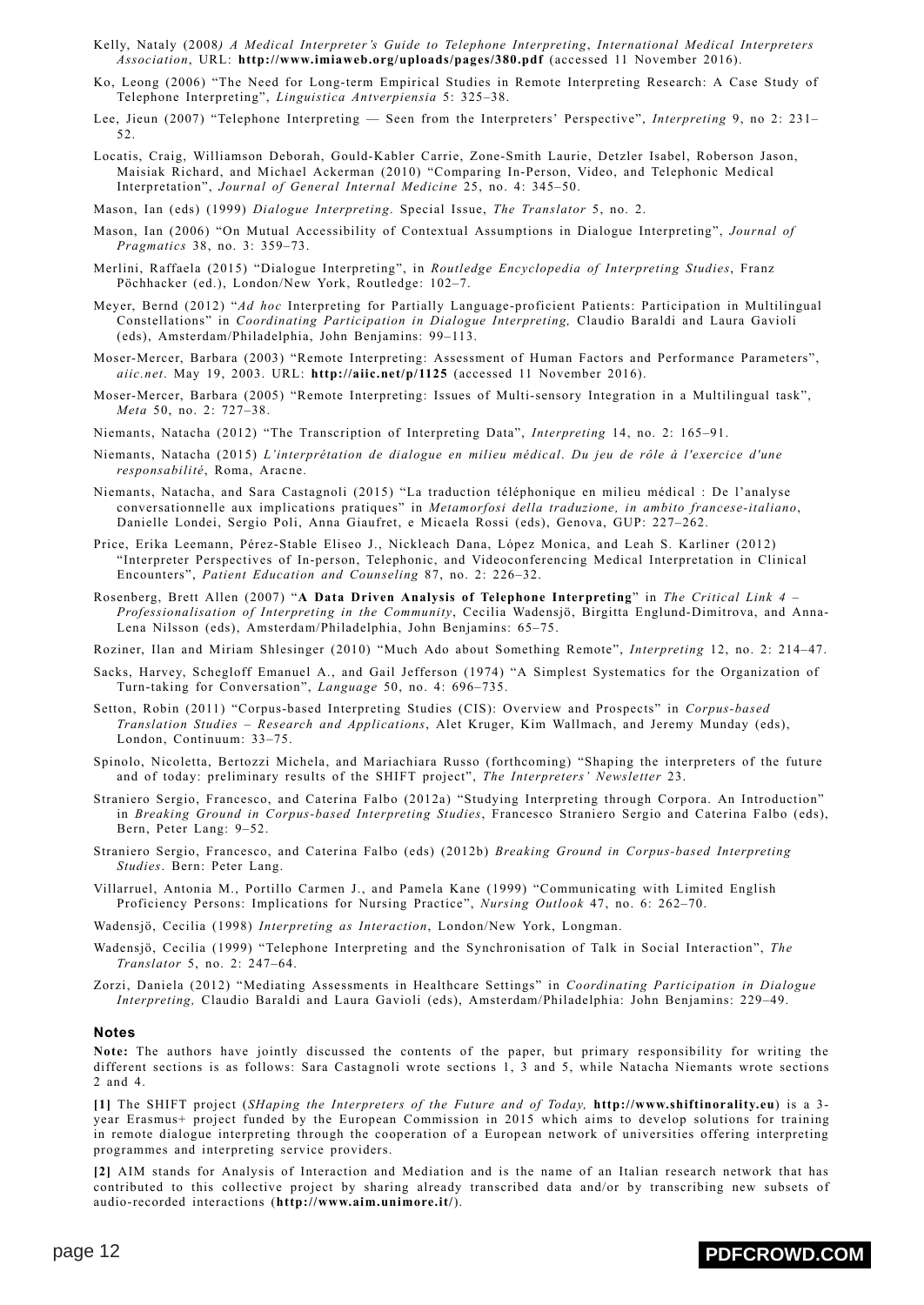Kelly, Nataly (2008*) A Medical Interpreter's Guide to Telephone Interpreting*, *International Medical Interpreters Association*, URL: **http://www.imiaweb.org/uploads/pages/380.pdf** (accessed 11 November 2016).

Ko, Leong (2006) "The Need for Long-term Empirical Studies in Remote Interpreting Research: A Case Study of Telephone Interpreting", *Linguistica Antverpiensia* 5: 325–38.

Lee, Jieun (2007) "Telephone Interpreting — Seen from the Interpreters' Perspective", *Interpreting* 9, no 2: 231–52.

Locatis, Craig, Williamson Deborah, Gould-Kabler Carrie, Zone-Smith Laurie, Detzler Isabel, Roberson Jason, Maisiak Richard, and Michael Ackerman (2010) "Comparing In-Person, Video, and Telephonic Medical Interpretation", *Journal of General Internal Medicine* 25, no. 4: 345–50.

Mason, Ian (eds) (1999) *Dialogue Interpreting*. Special Issue, *The Translator* 5, no. 2.

Mason, Ian (2006) "On Mutual Accessibility of Contextual Assumptions in Dialogue Interpreting", *Journal of Pragmatics* 38, no. 3: 359–73.

Merlini, Raffaela (2015) "Dialogue Interpreting", in *Routledge Encyclopedia of Interpreting Studies*, Franz Pöchhacker (ed.), London/New York, Routledge: 102–7.

Meyer, Bernd (2012) "*Ad hoc* Interpreting for Partially Language-proficient Patients: Participation in Multilingual Constellations" in *Coordinating Participation in Dialogue Interpreting,* Claudio Baraldi and Laura Gavioli (eds), Amsterdam/Philadelphia, John Benjamins: 99–113.

Moser-Mercer, Barbara (2003) "Remote Interpreting: Assessment of Human Factors and Performance Parameters", *aiic.net*. May 19, 2003. URL: **http://aiic.net/p/1125** (accessed 11 November 2016).

Moser-Mercer, Barbara (2005) "Remote Interpreting: Issues of Multi-sensory Integration in a Multilingual task", *Meta* 50, no. 2: 727–38.

Niemants, Natacha (2012) "The Transcription of Interpreting Data", *Interpreting* 14, no. 2: 165–91.

Niemants, Natacha (2015) *L'interprétation de dialogue en milieu médical. Du jeu de rôle à l'exercice d'une responsabilité*, Roma, Aracne.

Niemants, Natacha, and Sara Castagnoli (2015) "La traduction téléphonique en milieu médical : De l'analyse conversationnelle aux implications pratiques" in *Metamorfosi della traduzione, in ambito francese-italiano*, Danielle Londei, Sergio Poli, Anna Giaufret, e Micaela Rossi (eds), Genova, GUP: 227–262.

Price, Erika Leemann, Pérez-Stable Eliseo J., Nickleach Dana, López Monica, and Leah S. Karliner (2012) "Interpreter Perspectives of In-person, Telephonic, and Videoconferencing Medical Interpretation in Clinical Encounters", *Patient Education and Counseling* 87, no. 2: 226–32.

Rosenberg, Brett Allen (2007) "**A Data Driven Analysis of Telephone Interpreting**" in *The Critical Link 4 – Professionalisation of Interpreting in the Community*, Cecilia Wadensjö, Birgitta Englund-Dimitrova, and Anna-Lena Nilsson (eds), Amsterdam/Philadelphia, John Benjamins: 65–75.

Roziner, Ilan and Miriam Shlesinger (2010) "Much Ado about Something Remote", *Interpreting* 12, no. 2: 214–47.

Sacks, Harvey, Schegloff Emanuel A., and Gail Jefferson (1974) "A Simplest Systematics for the Organization of Turn-taking for Conversation", *Language* 50, no. 4: 696–735.

Setton, Robin (2011) "Corpus-based Interpreting Studies (CIS): Overview and Prospects" in *Corpus-based Translation Studies – Research and Applications*, Alet Kruger, Kim Wallmach, and Jeremy Munday (eds), London, Continuum: 33–75.

Spinolo, Nicoletta, Bertozzi Michela, and Mariachiara Russo (forthcoming) "Shaping the interpreters of the future and of today: preliminary results of the SHIFT project", *The Interpreters' Newsletter* 23.

Straniero Sergio, Francesco, and Caterina Falbo (2012a) "Studying Interpreting through Corpora. An Introduction" in *Breaking Ground in Corpus-based Interpreting Studies*, Francesco Straniero Sergio and Caterina Falbo (eds), Bern, Peter Lang: 9–52.

Straniero Sergio, Francesco, and Caterina Falbo (eds) (2012b) *Breaking Ground in Corpus-based Interpreting Studies*. Bern: Peter Lang.

Villarruel, Antonia M., Portillo Carmen J., and Pamela Kane (1999) "Communicating with Limited English Proficiency Persons: Implications for Nursing Practice", *Nursing Outlook* 47, no. 6: 262–70.

Wadensjö, Cecilia (1998) *Interpreting as Interaction*, London/New York, Longman.

Wadensjö, Cecilia (1999) "Telephone Interpreting and the Synchronisation of Talk in Social Interaction", *The Translator* 5, no. 2: 247–64.

Zorzi, Daniela (2012) "Mediating Assessments in Healthcare Settings" in *Coordinating Participation in Dialogue Interpreting,* Claudio Baraldi and Laura Gavioli (eds), Amsterdam/Philadelphia: John Benjamins: 229–49.

## Notes

**Note:** The authors have jointly discussed the contents of the paper, but primary responsibility for writing the different sections is as follows: Sara Castagnoli wrote sections 1, 3 and 5, while Natacha Niemants wrote sections 2 and 4.

**[1]** The SHIFT project (*SHaping the Interpreters of the Future and of Today,* **http://www.shiftinorality.eu**) is a 3-year Erasmus+ project funded by the European Commission in 2015 which aims to develop solutions for training in remote dialogue interpreting through the cooperation of a European network of universities offering interpreting programmes and interpreting service providers.

**[2]** AIM stands for Analysis of Interaction and Mediation and is the name of an Italian research network that has contributed to this collective project by sharing already transcribed data and/or by transcribing new subsets of audio-recorded interactions (**http://www.aim.unimore.it/**).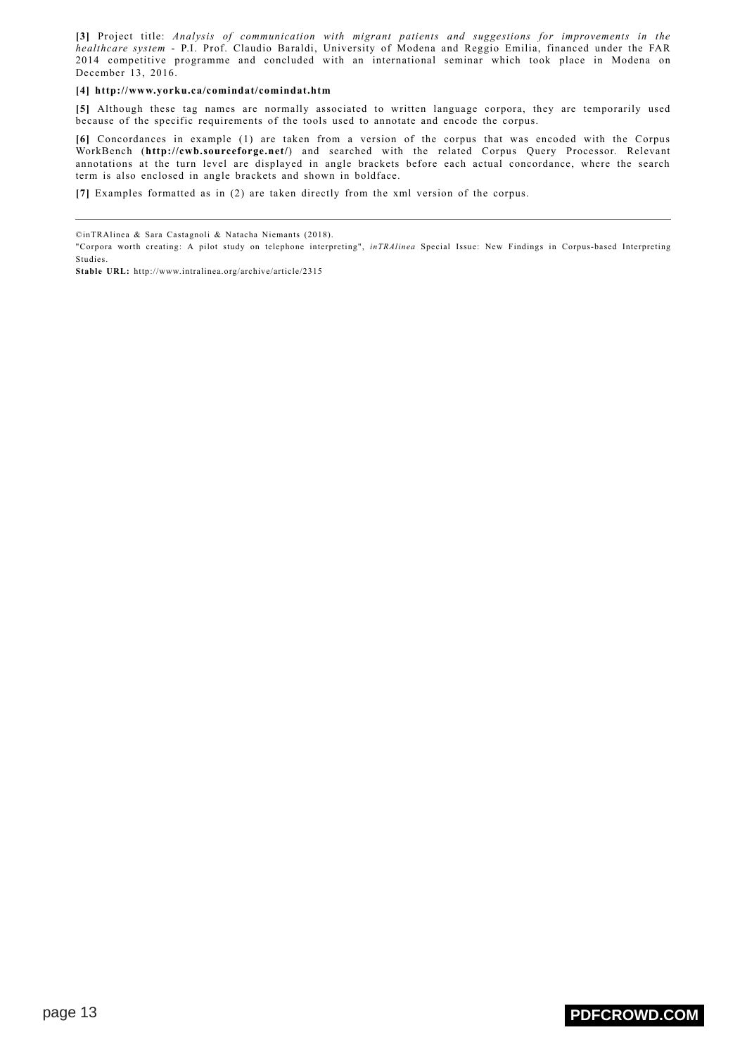**[3]** Project title: *Analysis of communication with migrant patients and suggestions for improvements in the healthcare system* - P.I. Prof. Claudio Baraldi, University of Modena and Reggio Emilia, financed under the FAR 2014 competitive programme and concluded with an international seminar which took place in Modena on December 13, 2016.

**[4] http://www.yorku.ca/comindat/comindat.htm**

**[5]** Although these tag names are normally associated to written language corpora, they are temporarily used because of the specific requirements of the tools used to annotate and encode the corpus.

**[6]** Concordances in example (1) are taken from a version of the corpus that was encoded with the Corpus WorkBench (**http://cwb.sourceforge.net/**) and searched with the related Corpus Query Processor. Relevant annotations at the turn level are displayed in angle brackets before each actual concordance, where the search term is also enclosed in angle brackets and shown in boldface.

**[7]** Examples formatted as in (2) are taken directly from the xml version of the corpus.

---

©inTRAlinea & Sara Castagnoli & Natacha Niemants (2018).

"Corpora worth creating: A pilot study on telephone interpreting", *inTRAlinea* Special Issue: New Findings in Corpus-based Interpreting Studies.

**Stable URL:** http://www.intralinea.org/archive/article/2315